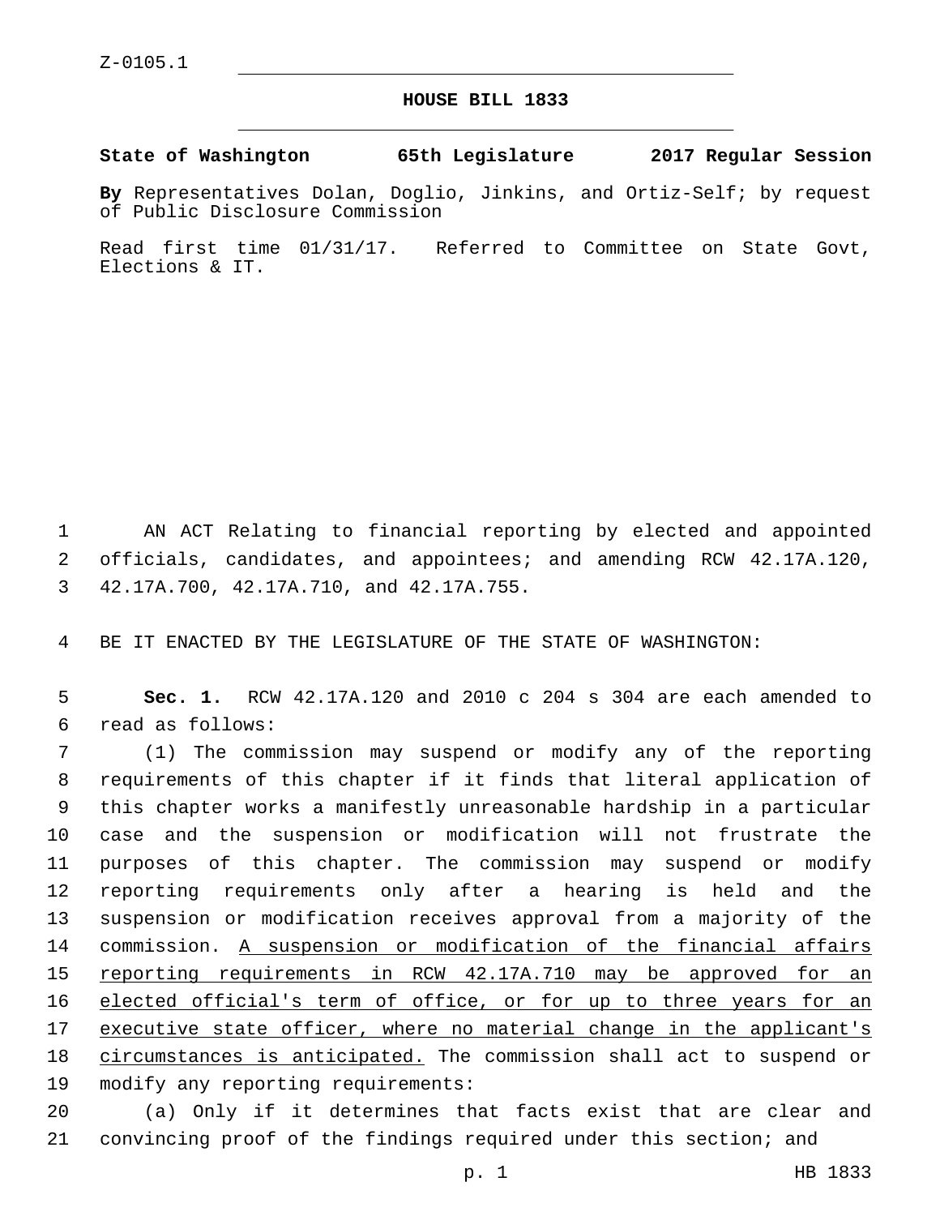Z-0105.1

# HOUSE BILL 1833

**State of Washington 65th Legislature 2017 Regular Session**

**By** Representatives Dolan, Doglio, Jinkins, and Ortiz-Self; by request of Public Disclosure Commission

Read first time 01/31/17. Referred to Committee on State Govt, Elections & IT.

AN ACT Relating to financial reporting by elected and appointed officials, candidates, and appointees; and amending RCW 42.17A.120, 42.17A.700, 42.17A.710, and 42.17A.755.

BE IT ENACTED BY THE LEGISLATURE OF THE STATE OF WASHINGTON:

**Sec. 1.** RCW 42.17A.120 and 2010 c 204 s 304 are each amended to read as follows:

(1) The commission may suspend or modify any of the reporting requirements of this chapter if it finds that literal application of this chapter works a manifestly unreasonable hardship in a particular case and the suspension or modification will not frustrate the purposes of this chapter. The commission may suspend or modify reporting requirements only after a hearing is held and the suspension or modification receives approval from a majority of the commission. <u>A suspension or modification of the financial affairs reporting requirements in RCW 42.17A.710 may be approved for an elected official's term of office, or for up to three years for an executive state officer, where no material change in the applicant's circumstances is anticipated.</u> The commission shall act to suspend or modify any reporting requirements:

(a) Only if it determines that facts exist that are clear and convincing proof of the findings required under this section; and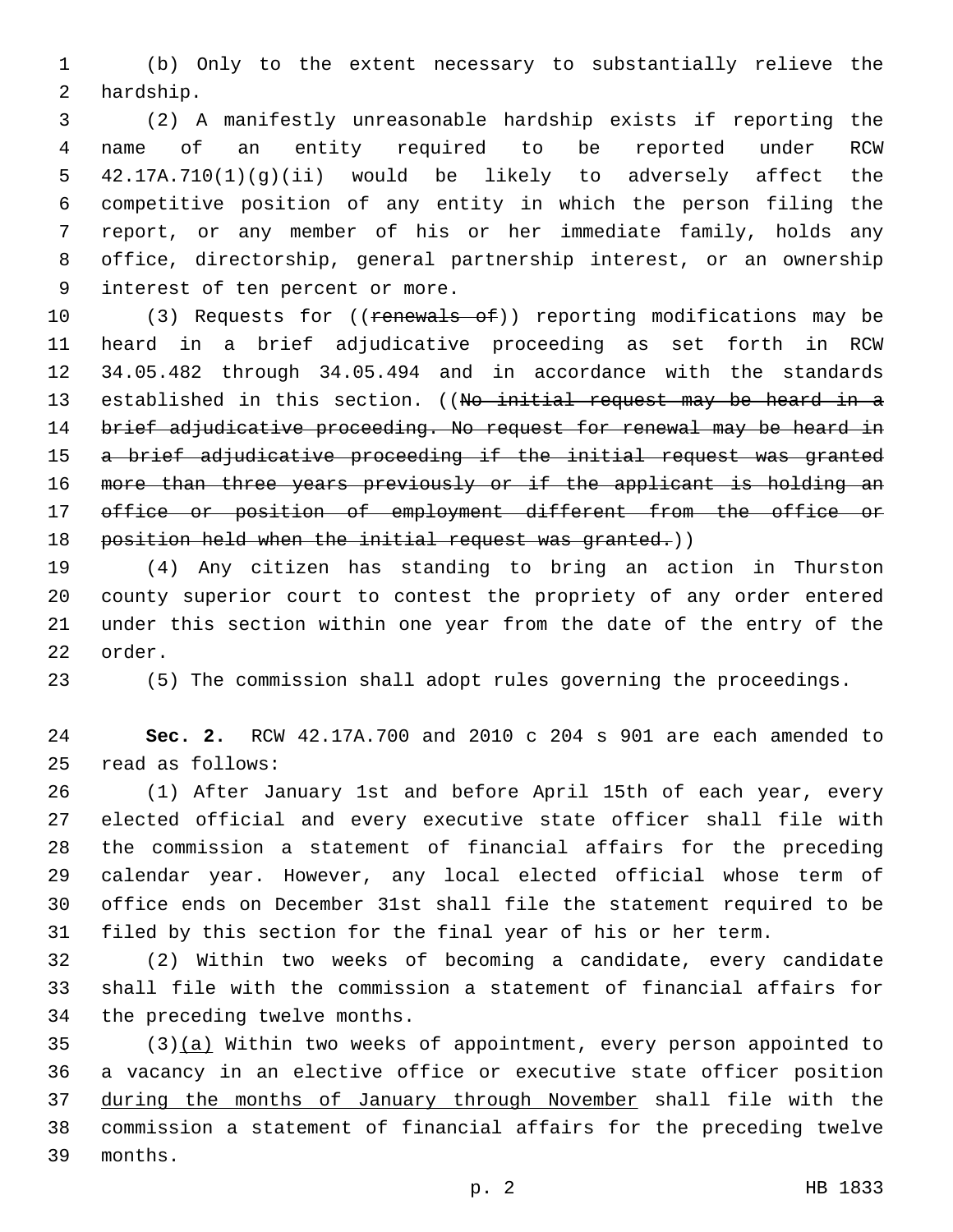(b) Only to the extent necessary to substantially relieve the hardship.

(2) A manifestly unreasonable hardship exists if reporting the name of an entity required to be reported under RCW 42.17A.710(1)(g)(ii) would be likely to adversely affect the competitive position of any entity in which the person filing the report, or any member of his or her immediate family, holds any office, directorship, general partnership interest, or an ownership interest of ten percent or more.

(3) Requests for ((~~renewals of~~)) reporting modifications may be heard in a brief adjudicative proceeding as set forth in RCW 34.05.482 through 34.05.494 and in accordance with the standards established in this section. ((~~No initial request may be heard in a brief adjudicative proceeding. No request for renewal may be heard in a brief adjudicative proceeding if the initial request was granted more than three years previously or if the applicant is holding an office or position of employment different from the office or position held when the initial request was granted.~~))

(4) Any citizen has standing to bring an action in Thurston county superior court to contest the propriety of any order entered under this section within one year from the date of the entry of the order.

(5) The commission shall adopt rules governing the proceedings.

**Sec. 2.** RCW 42.17A.700 and 2010 c 204 s 901 are each amended to read as follows:

(1) After January 1st and before April 15th of each year, every elected official and every executive state officer shall file with the commission a statement of financial affairs for the preceding calendar year. However, any local elected official whose term of office ends on December 31st shall file the statement required to be filed by this section for the final year of his or her term.

(2) Within two weeks of becoming a candidate, every candidate shall file with the commission a statement of financial affairs for the preceding twelve months.

(3)<u>(a)</u> Within two weeks of appointment, every person appointed to a vacancy in an elective office or executive state officer position <u>during the months of January through November</u> shall file with the commission a statement of financial affairs for the preceding twelve months.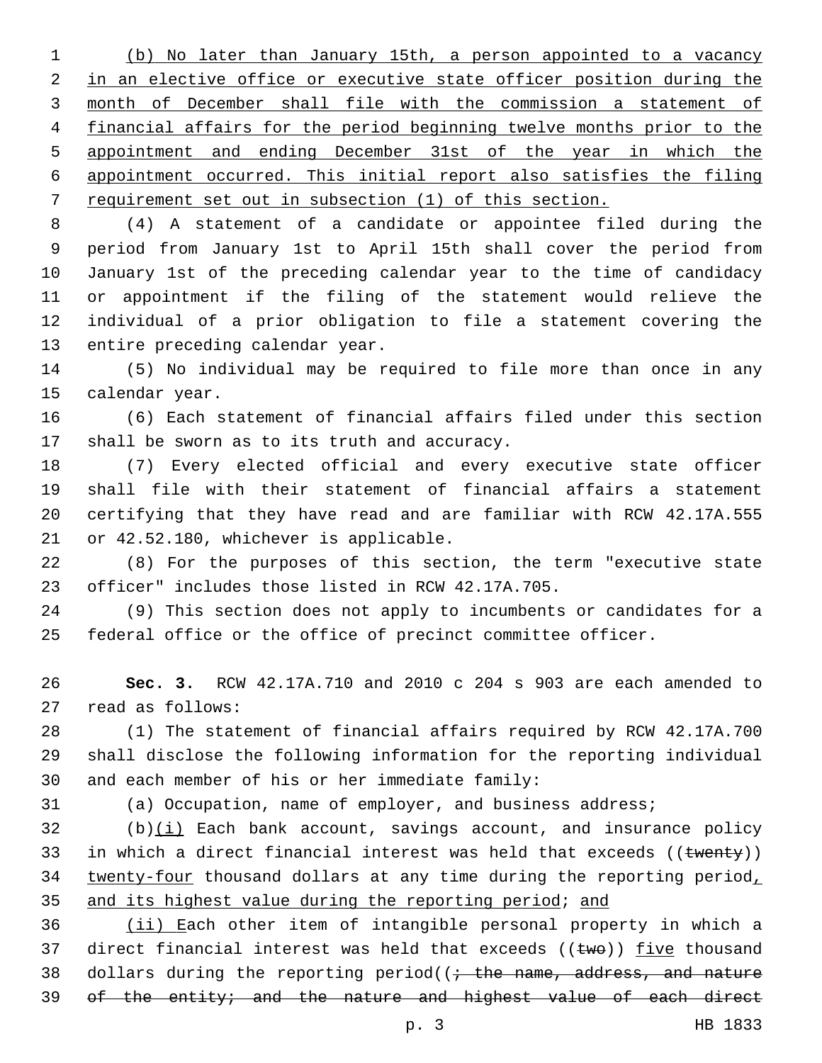(b) No later than January 15th, a person appointed to a vacancy in an elective office or executive state officer position during the month of December shall file with the commission a statement of financial affairs for the period beginning twelve months prior to the appointment and ending December 31st of the year in which the appointment occurred. This initial report also satisfies the filing requirement set out in subsection (1) of this section.

(4) A statement of a candidate or appointee filed during the period from January 1st to April 15th shall cover the period from January 1st of the preceding calendar year to the time of candidacy or appointment if the filing of the statement would relieve the individual of a prior obligation to file a statement covering the entire preceding calendar year.

(5) No individual may be required to file more than once in any calendar year.

(6) Each statement of financial affairs filed under this section shall be sworn as to its truth and accuracy.

(7) Every elected official and every executive state officer shall file with their statement of financial affairs a statement certifying that they have read and are familiar with RCW 42.17A.555 or 42.52.180, whichever is applicable.

(8) For the purposes of this section, the term "executive state officer" includes those listed in RCW 42.17A.705.

(9) This section does not apply to incumbents or candidates for a federal office or the office of precinct committee officer.

**Sec. 3.** RCW 42.17A.710 and 2010 c 204 s 903 are each amended to read as follows:

(1) The statement of financial affairs required by RCW 42.17A.700 shall disclose the following information for the reporting individual and each member of his or her immediate family:

(a) Occupation, name of employer, and business address;

(b)(i) Each bank account, savings account, and insurance policy in which a direct financial interest was held that exceeds ((~~twenty~~)) twenty-four thousand dollars at any time during the reporting period, and its highest value during the reporting period; and

(ii) Each other item of intangible personal property in which a direct financial interest was held that exceeds ((~~two~~)) five thousand dollars during the reporting period((~~; the name, address, and nature of the entity; and the nature and highest value of each direct~~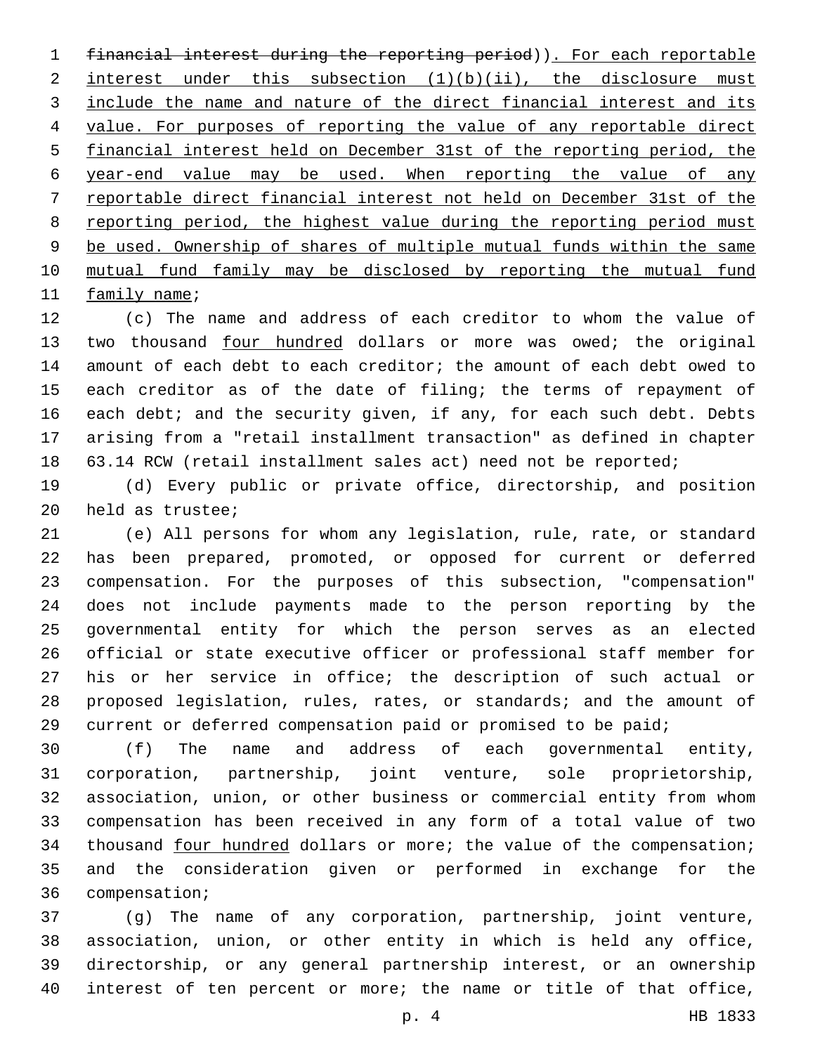~~financial interest during the reporting period~~)). For each reportable interest under this subsection (1)(b)(ii), the disclosure must include the name and nature of the direct financial interest and its value. For purposes of reporting the value of any reportable direct financial interest held on December 31st of the reporting period, the year-end value may be used. When reporting the value of any reportable direct financial interest not held on December 31st of the reporting period, the highest value during the reporting period must be used. Ownership of shares of multiple mutual funds within the same mutual fund family may be disclosed by reporting the mutual fund family name;

(c) The name and address of each creditor to whom the value of two thousand four hundred dollars or more was owed; the original amount of each debt to each creditor; the amount of each debt owed to each creditor as of the date of filing; the terms of repayment of each debt; and the security given, if any, for each such debt. Debts arising from a "retail installment transaction" as defined in chapter 63.14 RCW (retail installment sales act) need not be reported;

(d) Every public or private office, directorship, and position held as trustee;

(e) All persons for whom any legislation, rule, rate, or standard has been prepared, promoted, or opposed for current or deferred compensation. For the purposes of this subsection, "compensation" does not include payments made to the person reporting by the governmental entity for which the person serves as an elected official or state executive officer or professional staff member for his or her service in office; the description of such actual or proposed legislation, rules, rates, or standards; and the amount of current or deferred compensation paid or promised to be paid;

(f) The name and address of each governmental entity, corporation, partnership, joint venture, sole proprietorship, association, union, or other business or commercial entity from whom compensation has been received in any form of a total value of two thousand four hundred dollars or more; the value of the compensation; and the consideration given or performed in exchange for the compensation;

(g) The name of any corporation, partnership, joint venture, association, union, or other entity in which is held any office, directorship, or any general partnership interest, or an ownership interest of ten percent or more; the name or title of that office,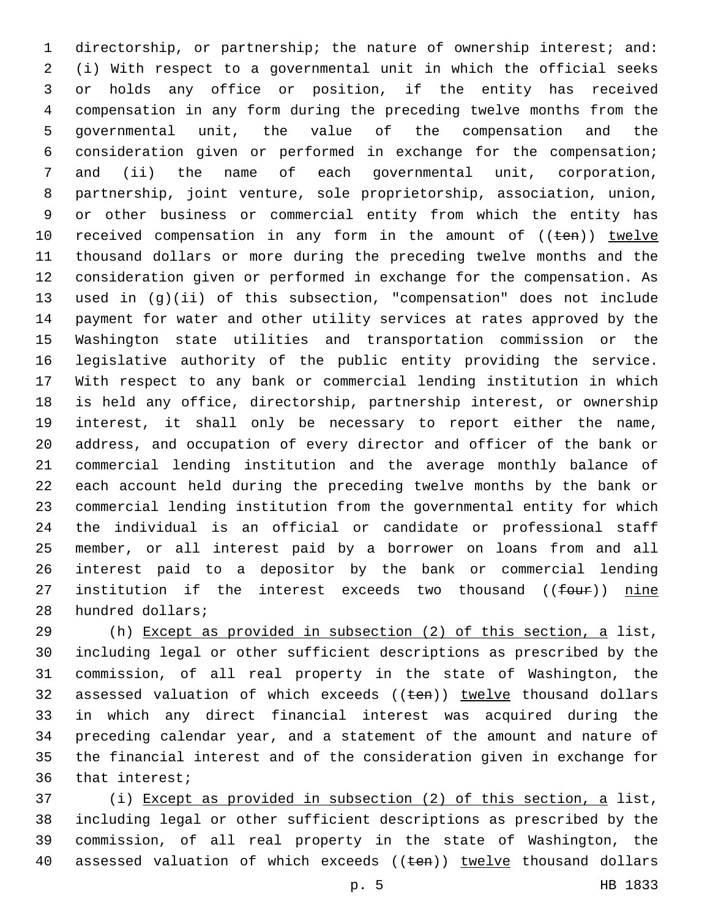directorship, or partnership; the nature of ownership interest; and: (i) With respect to a governmental unit in which the official seeks or holds any office or position, if the entity has received compensation in any form during the preceding twelve months from the governmental unit, the value of the compensation and the consideration given or performed in exchange for the compensation; and (ii) the name of each governmental unit, corporation, partnership, joint venture, sole proprietorship, association, union, or other business or commercial entity from which the entity has received compensation in any form in the amount of ((~~ten~~)) twelve thousand dollars or more during the preceding twelve months and the consideration given or performed in exchange for the compensation. As used in (g)(ii) of this subsection, "compensation" does not include payment for water and other utility services at rates approved by the Washington state utilities and transportation commission or the legislative authority of the public entity providing the service. With respect to any bank or commercial lending institution in which is held any office, directorship, partnership interest, or ownership interest, it shall only be necessary to report either the name, address, and occupation of every director and officer of the bank or commercial lending institution and the average monthly balance of each account held during the preceding twelve months by the bank or commercial lending institution from the governmental entity for which the individual is an official or candidate or professional staff member, or all interest paid by a borrower on loans from and all interest paid to a depositor by the bank or commercial lending institution if the interest exceeds two thousand ((~~four~~)) nine hundred dollars;

(h) Except as provided in subsection (2) of this section, a list, including legal or other sufficient descriptions as prescribed by the commission, of all real property in the state of Washington, the assessed valuation of which exceeds ((~~ten~~)) twelve thousand dollars in which any direct financial interest was acquired during the preceding calendar year, and a statement of the amount and nature of the financial interest and of the consideration given in exchange for that interest;

(i) Except as provided in subsection (2) of this section, a list, including legal or other sufficient descriptions as prescribed by the commission, of all real property in the state of Washington, the assessed valuation of which exceeds ((~~ten~~)) twelve thousand dollars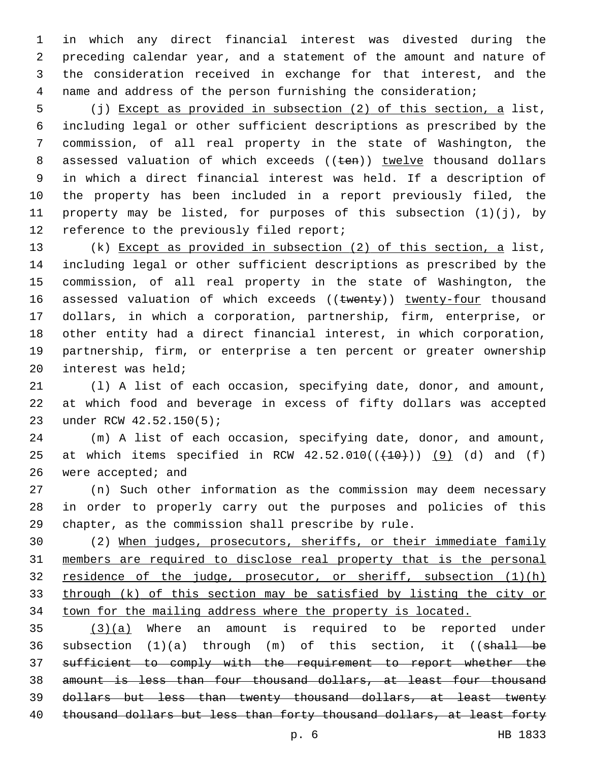in which any direct financial interest was divested during the preceding calendar year, and a statement of the amount and nature of the consideration received in exchange for that interest, and the name and address of the person furnishing the consideration;

(j) Except as provided in subsection (2) of this section, a list, including legal or other sufficient descriptions as prescribed by the commission, of all real property in the state of Washington, the assessed valuation of which exceeds ((~~ten~~)) twelve thousand dollars in which a direct financial interest was held. If a description of the property has been included in a report previously filed, the property may be listed, for purposes of this subsection (1)(j), by reference to the previously filed report;

(k) Except as provided in subsection (2) of this section, a list, including legal or other sufficient descriptions as prescribed by the commission, of all real property in the state of Washington, the assessed valuation of which exceeds ((~~twenty~~)) twenty-four thousand dollars, in which a corporation, partnership, firm, enterprise, or other entity had a direct financial interest, in which corporation, partnership, firm, or enterprise a ten percent or greater ownership interest was held;

(l) A list of each occasion, specifying date, donor, and amount, at which food and beverage in excess of fifty dollars was accepted under RCW 42.52.150(5);

(m) A list of each occasion, specifying date, donor, and amount, at which items specified in RCW 42.52.010((~~(10)~~)) (9) (d) and (f) were accepted; and

(n) Such other information as the commission may deem necessary in order to properly carry out the purposes and policies of this chapter, as the commission shall prescribe by rule.

(2) When judges, prosecutors, sheriffs, or their immediate family members are required to disclose real property that is the personal residence of the judge, prosecutor, or sheriff, subsection (1)(h) through (k) of this section may be satisfied by listing the city or town for the mailing address where the property is located.

(3)(a) Where an amount is required to be reported under subsection (1)(a) through (m) of this section, it ((~~shall be sufficient to comply with the requirement to report whether the amount is less than four thousand dollars, at least four thousand dollars but less than twenty thousand dollars, at least twenty thousand dollars but less than forty thousand dollars, at least forty~~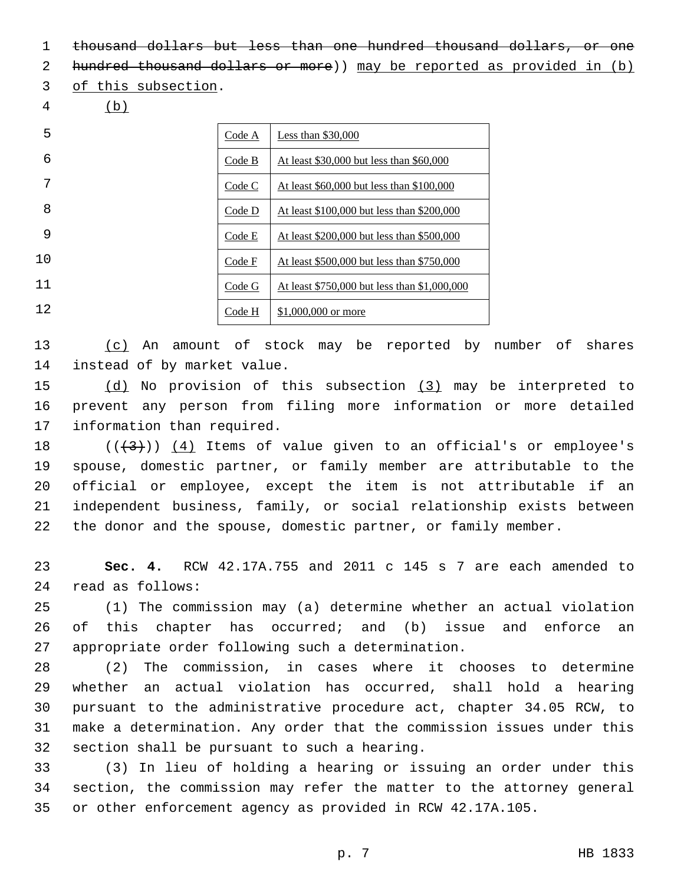~~thousand dollars but less than one hundred thousand dollars, or one hundred thousand dollars or more~~)) may be reported as provided in (b) of this subsection.

(b)

| Code A | Less than $30,000 |
|---|---|
| Code B | At least $30,000 but less than $60,000 |
| Code C | At least $60,000 but less than $100,000 |
| Code D | At least $100,000 but less than $200,000 |
| Code E | At least $200,000 but less than $500,000 |
| Code F | At least $500,000 but less than $750,000 |
| Code G | At least $750,000 but less than $1,000,000 |
| Code H | $1,000,000 or more |

(c) An amount of stock may be reported by number of shares instead of by market value.

(d) No provision of this subsection (3) may be interpreted to prevent any person from filing more information or more detailed information than required.

((~~(3)~~)) (4) Items of value given to an official's or employee's spouse, domestic partner, or family member are attributable to the official or employee, except the item is not attributable if an independent business, family, or social relationship exists between the donor and the spouse, domestic partner, or family member.

**Sec. 4.** RCW 42.17A.755 and 2011 c 145 s 7 are each amended to read as follows:

(1) The commission may (a) determine whether an actual violation of this chapter has occurred; and (b) issue and enforce an appropriate order following such a determination.

(2) The commission, in cases where it chooses to determine whether an actual violation has occurred, shall hold a hearing pursuant to the administrative procedure act, chapter 34.05 RCW, to make a determination. Any order that the commission issues under this section shall be pursuant to such a hearing.

(3) In lieu of holding a hearing or issuing an order under this section, the commission may refer the matter to the attorney general or other enforcement agency as provided in RCW 42.17A.105.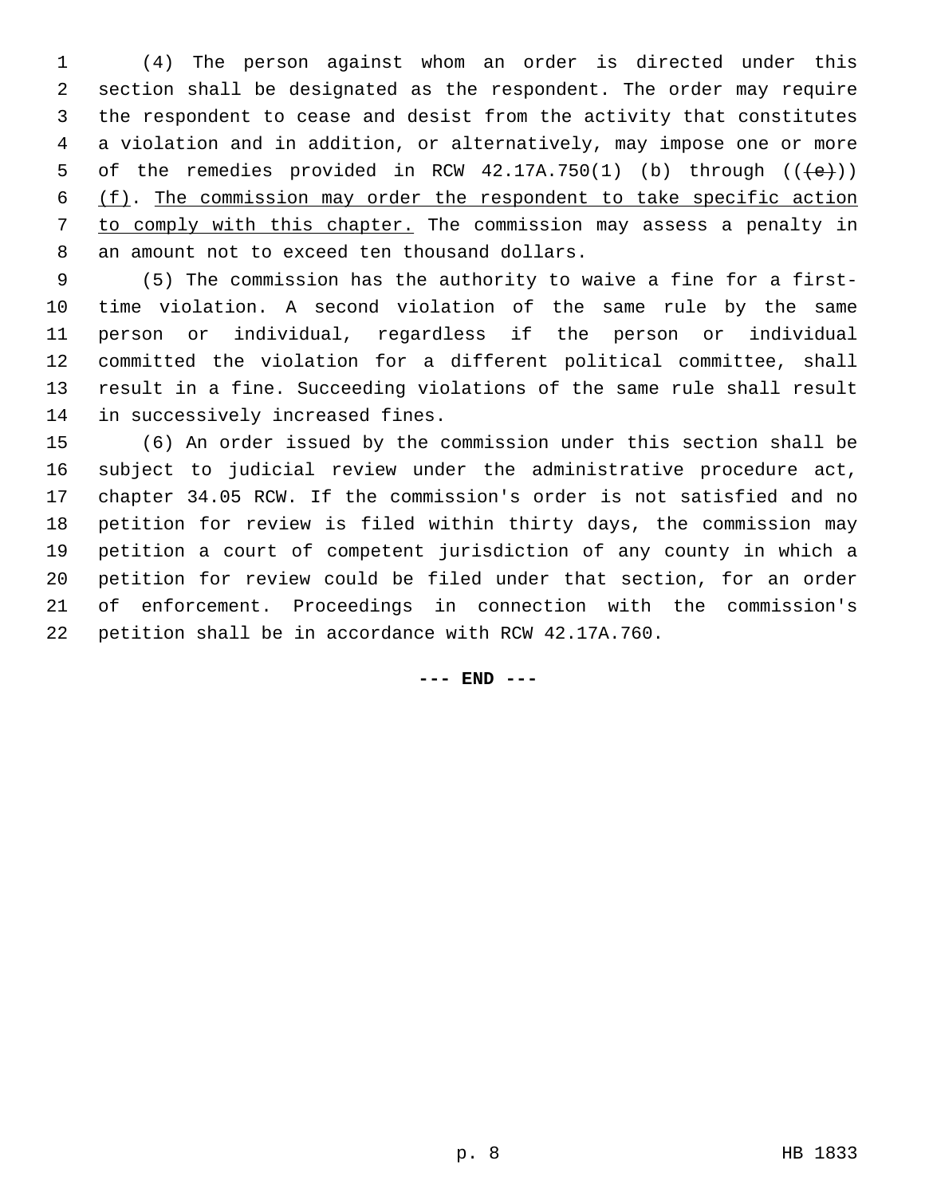(4) The person against whom an order is directed under this section shall be designated as the respondent. The order may require the respondent to cease and desist from the activity that constitutes a violation and in addition, or alternatively, may impose one or more of the remedies provided in RCW 42.17A.750(1) (b) through ((~~(e)~~)) <u>(f)</u>. <u>The commission may order the respondent to take specific action to comply with this chapter.</u> The commission may assess a penalty in an amount not to exceed ten thousand dollars.

(5) The commission has the authority to waive a fine for a first-time violation. A second violation of the same rule by the same person or individual, regardless if the person or individual committed the violation for a different political committee, shall result in a fine. Succeeding violations of the same rule shall result in successively increased fines.

(6) An order issued by the commission under this section shall be subject to judicial review under the administrative procedure act, chapter 34.05 RCW. If the commission's order is not satisfied and no petition for review is filed within thirty days, the commission may petition a court of competent jurisdiction of any county in which a petition for review could be filed under that section, for an order of enforcement. Proceedings in connection with the commission's petition shall be in accordance with RCW 42.17A.760.

**--- END ---**